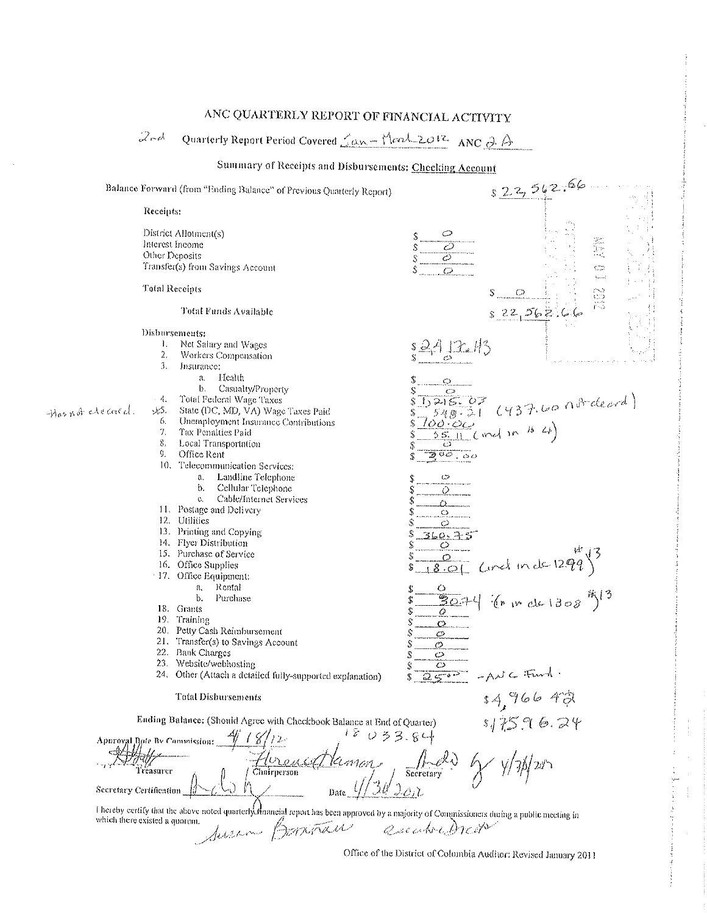# ANC QUARTERLY REPORT OF FINANCIAL ACTIVITY

2nd Quarterly Report Period Covered Jan – March 2012 ANC 2A

## Summary of Receipts and Disbursements: Checking Account

Balance Forward (from "Ending Balance" of Previous Quarterly Report) $ 22,562.66

**Receipts:**

| | | |
|---|---|---|
| District Allotment(s) | $ 0 | |
| Interest Income | $ 0 | |
| Other Deposits | $ 0 | |
| Transfer(s) from Savings Account | $ 0 | |
| **Total Receipts** | | $ 0 |
| **Total Funds Available** | | $ 22,562.66 |

**Disbursements:**

| | | |
|---|---|---|
| 1. Net Salary and Wages | $ 2413.43 | |
| 2. Workers Compensation | $ 0 | |
| 3. Insurance: | | |
| a. Health | $ 0 | |
| b. Casualty/Property | $ 0 | |
| 4. Total Federal Wage Taxes | $ 1215.07 | |
| *5. State (DC, MD, VA) Wage Taxes Paid (Has not cleared.) | $ 548.21 (437.60 not cleared) | |
| 6. Unemployment Insurance Contributions | $ 100.00 | |
| 7. Tax Penalties Paid | $ 55.11 (incl in # 4) | |
| 8. Local Transportation | $ 0 | |
| 9. Office Rent | $ 300.00 | |
| 10. Telecommunication Services: | | |
| a. Landline Telephone | $ 0 | |
| b. Cellular Telephone | $ 0 | |
| c. Cable/Internet Services | $ 0 | |
| 11. Postage and Delivery | $ 0 | |
| 12. Utilities | $ 0 | |
| 13. Printing and Copying | $ 360.75 | |
| 14. Flyer Distribution | $ 0 | |
| 15. Purchase of Service | $ 0 | |
| 16. Office Supplies | $ 18.01 (incl in ck 1299) #13 | |
| 17. Office Equipment: | | |
| a. Rental | $ 0 | |
| b. Purchase | $ 30.74 (in ck 1308) #13 | |
| 18. Grants | $ 0 | |
| 19. Training | $ 0 | |
| 20. Petty Cash Reimbursement | $ 0 | |
| 21. Transfer(s) to Savings Account | $ 0 | |
| 22. Bank Charges | $ 0 | |
| 23. Website/webhosting | $ 0 | |
| 24. Other (Attach a detailed fully-supported explanation) | $ 25.00 – ANC Fund. | |
| **Total Disbursements** | | $4,966.42 |

Ending Balance: (Should Agree with Checkbook Balance at End of Quarter) 18 033.84 $17596.24

Approval Date By Commission: 4/18/12

Treasurer _[signature]_ Chairperson Florence Harmon Secretary _[signature]_ 4/30/2012

Secretary Certification _[signature]_ Date 4/30/2012

I hereby certify that the above noted quarterly financial report has been approved by a majority of Commissioners during a public meeting in which there existed a quorum.

Susan Bornnan executive Director

Office of the District of Columbia Auditor: Revised January 2011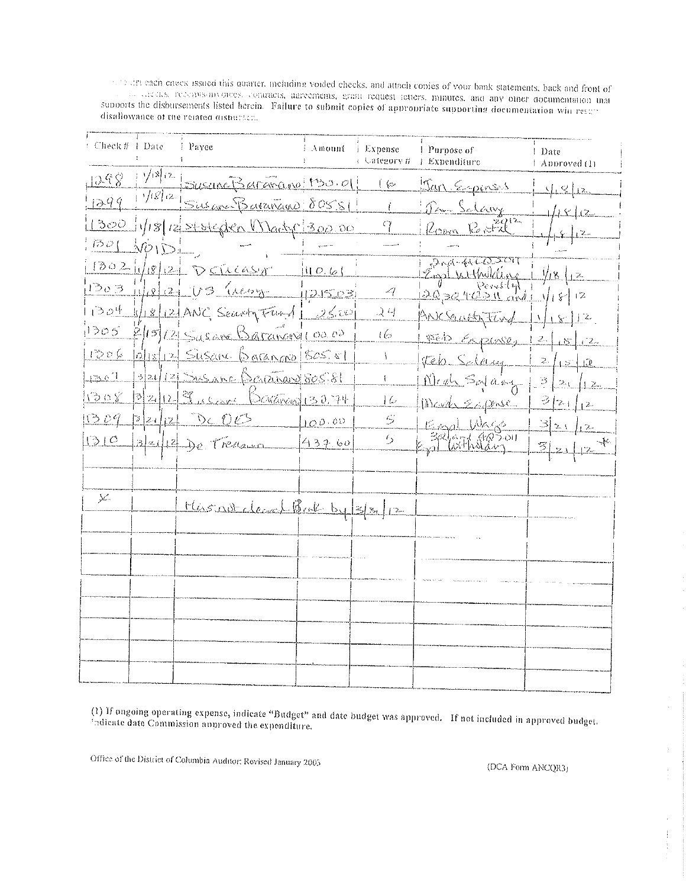... each check issued this quarter, including voided checks, and attach copies of your bank statements, back and front of ... checks, receipts/invoices, contracts, agreements, grant request letters, minutes, and any other documentation that supports the disbursements listed herein. Failure to submit copies of appropriate supporting documentation will result in disallowance of the related disbursement.

| Check # | Date | Payee | Amount | Expense Category # | Purpose of Expenditure | Date Approved (1) |
|---|---|---|---|---|---|---|
| 1298 | 1/18/12 | Susane Bararano | 130.01 | 16 | Jan. Expenses | 1/18/12 |
| 1299 | 1/18/12 | Susane Bararano | 805.81 | 1 | Jan. Salary | 1/18/12 |
| 1300 | 1/18/12 | Stephen Madye | 300.00 | 9 | Room Rental 2012 | 1/18/12 |
| 1301 | VOID | — | — | — | — | — |
| 1302 | 1/18/12 | DC Treasurer | 110.61 | | 2nd-4th Q 2011 Empl Withholding | 1/18/12 |
| 1303 | 1/18/12 | US Treasury | 1215.03 | 4 | Penalty 2Q, 3Q, 4Q 2011 and | 1/18/12 |
| 1304 | 1/18/12 | ANC Security Fund | 25.00 | 24 | ANC Security Fund | 1/18/12 |
| 1305 | 2/15/12 | Susane Bararano | 100.00 | 16 | Feb Expenses | 2/15/12 |
| 1306 | 2/15/12 | Susane Bararano | 805.81 | 1 | Feb. Salary | 2/15/12 |
| 1307 | 3/21/12 | Susane Bararano | 805.81 | 1 | March Salary | 3/21/12 |
| 1308 | 3/21/12 | Susane Bararano | 130.74 | 16 | March Expense | 3/21/12 |
| 1309 | 3/21/12 | DC DES | 100.00 | 5 | Empl Wage | 3/21/12 |
| 1310 | 3/21/12 | DC Treasurer | 437.60 | 5 | 3Q and 4Q 2011 Empl Withholding | 3/21/12 * |
| | | | | | | |
| * | | Has not cleared Bank by 3/31/12 | | | | |
| | | | | | | |
| | | | | | | |
| | | | | | | |
| | | | | | | |
| | | | | | | |
| | | | | | | |
| | | | | | | |
| | | | | | | |

(1) If ongoing operating expense, indicate "Budget" and date budget was approved. If not included in approved budget, indicate date Commission approved the expenditure.

Office of the District of Columbia Auditor: Revised January 2005

(DCA Form ANCQR3)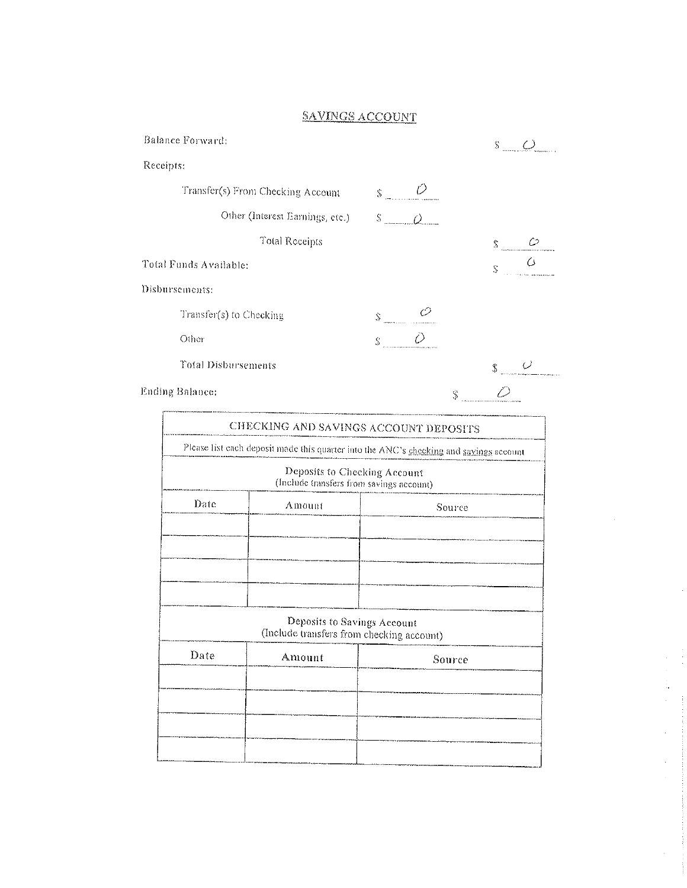## SAVINGS ACCOUNT

Balance Forward: $ 0

Receipts:

Transfer(s) From Checking Account $ 0

Other (Interest Earnings, etc.) $ 0

Total Receipts $ 0

Total Funds Available: $ 0

Disbursements:

Transfer(s) to Checking $ 0

Other $ 0

Total Disbursements $ 0

Ending Balance: $ 0

| CHECKING AND SAVINGS ACCOUNT DEPOSITS | | |
|---|---|---|
| Please list each deposit made this quarter into the ANC's checking and savings account | | |
| Deposits to Checking Account (Include transfers from savings account) | | |
| Date | Amount | Source |
| | | |
| | | |
| | | |
| | | |
| Deposits to Savings Account (Include transfers from checking account) | | |
| Date | Amount | Source |
| | | |
| | | |
| | | |
| | | |